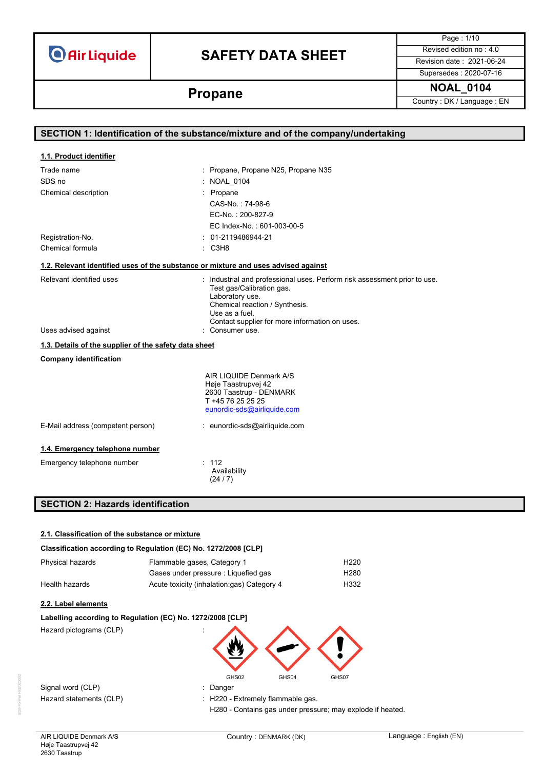| | | |
|---|---|---|
| Air Liquide | **SAFETY DATA SHEET** | Page : 1/10 |
| | | Revised edition no : 4.0 |
| | | Revision date : 2021-06-24 |
| | | Supersedes : 2020-07-16 |
| | **Propane** | **NOAL_0104** |
| | | Country : DK / Language : EN |

## SECTION 1: Identification of the substance/mixture and of the company/undertaking

### 1.1. Product identifier

| | |
|---|---|
| Trade name | : Propane, Propane N25, Propane N35 |
| SDS no | : NOAL_0104 |
| Chemical description | : Propane<br>CAS-No. : 74-98-6<br>EC-No. : 200-827-9<br>EC Index-No. : 601-003-00-5 |
| Registration-No. | : 01-2119486944-21 |
| Chemical formula | : $C_3H_8$ |

### 1.2. Relevant identified uses of the substance or mixture and uses advised against

| | |
|---|---|
| Relevant identified uses | : Industrial and professional uses. Perform risk assessment prior to use.<br>Test gas/Calibration gas.<br>Laboratory use.<br>Chemical reaction / Synthesis.<br>Use as a fuel.<br>Contact supplier for more information on uses. |
| Uses advised against | : Consumer use. |

### 1.3. Details of the supplier of the safety data sheet

**Company identification**

AIR LIQUIDE Denmark A/S
Høje Taastrupvej 42
2630 Taastrup - DENMARK
T +45 76 25 25 25
eunordic-sds@airliquide.com

| | |
|---|---|
| E-Mail address (competent person) | : eunordic-sds@airliquide.com |

### 1.4. Emergency telephone number

| | |
|---|---|
| Emergency telephone number | : 112<br>Availability<br>(24 / 7) |

## SECTION 2: Hazards identification

### 2.1. Classification of the substance or mixture

**Classification according to Regulation (EC) No. 1272/2008 [CLP]**

| | | |
|---|---|---|
| Physical hazards | Flammable gases, Category 1 | H220 |
| | Gases under pressure : Liquefied gas | H280 |
| Health hazards | Acute toxicity (inhalation:gas) Category 4 | H332 |

### 2.2. Label elements

**Labelling according to Regulation (EC) No. 1272/2008 [CLP]**

Hazard pictograms (CLP) :

GHS02 GHS04 GHS07

| | |
|---|---|
| Signal word (CLP) | : Danger |
| Hazard statements (CLP) | : H220 - Extremely flammable gas.<br>H280 - Contains gas under pressure; may explode if heated. |

AIR LIQUIDE Denmark A/S
Høje Taastrupvej 42
2630 Taastrup

Country : DENMARK (DK)

Language : English (EN)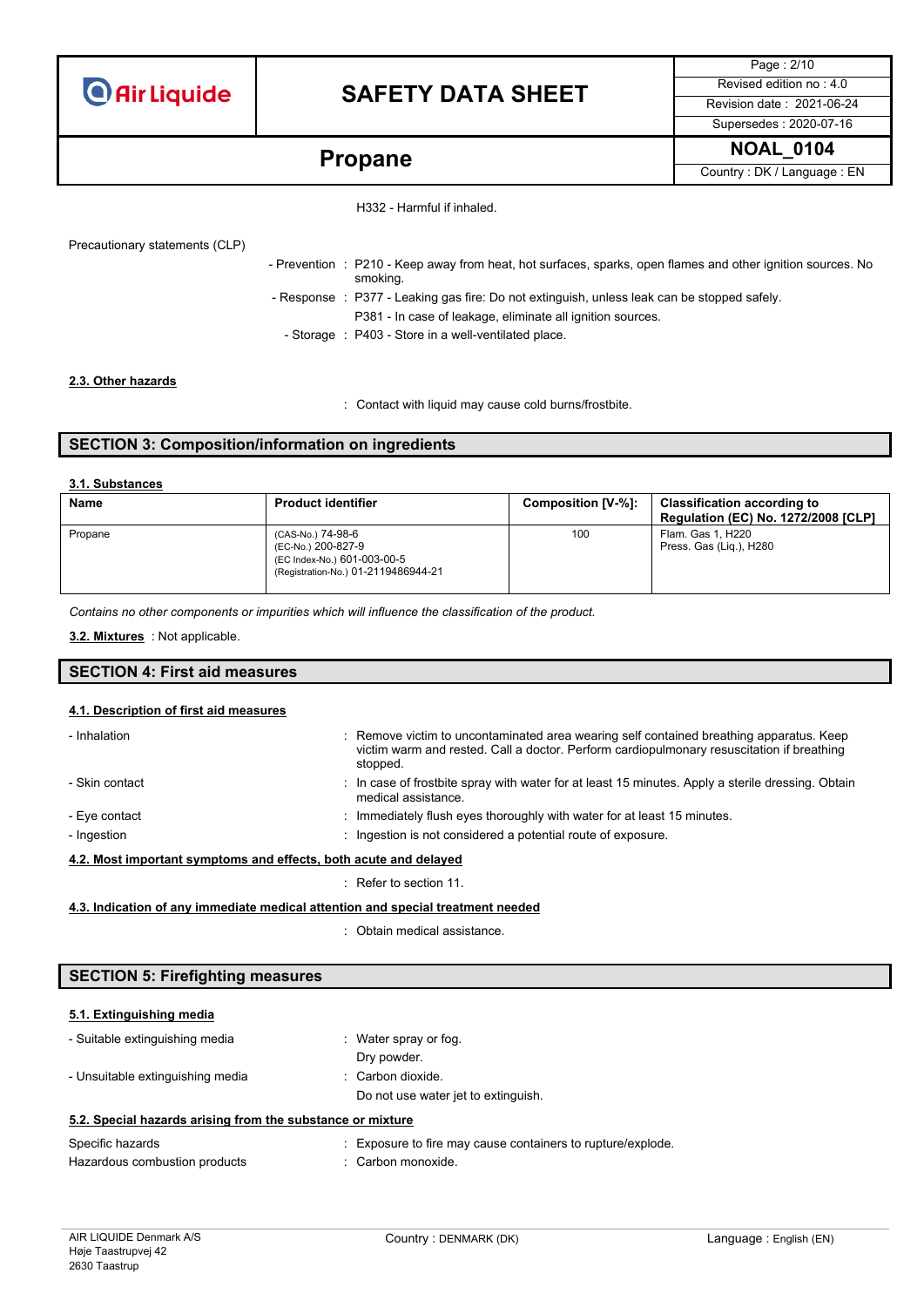H332 - Harmful if inhaled.

Precautionary statements (CLP)

- Prevention : P210 - Keep away from heat, hot surfaces, sparks, open flames and other ignition sources. No smoking.
- Response : P377 - Leaking gas fire: Do not extinguish, unless leak can be stopped safely.
  P381 - In case of leakage, eliminate all ignition sources.
- Storage : P403 - Store in a well-ventilated place.

**2.3. Other hazards**

: Contact with liquid may cause cold burns/frostbite.

## SECTION 3: Composition/information on ingredients

**3.1. Substances**

| Name | Product identifier | Composition [V-%]: | Classification according to Regulation (EC) No. 1272/2008 [CLP] |
|---|---|---|---|
| Propane | (CAS-No.) 74-98-6<br>(EC-No.) 200-827-9<br>(EC Index-No.) 601-003-00-5<br>(Registration-No.) 01-2119486944-21 | 100 | Flam. Gas 1, H220<br>Press. Gas (Liq.), H280 |

*Contains no other components or impurities which will influence the classification of the product.*

**3.2. Mixtures** : Not applicable.

## SECTION 4: First aid measures

**4.1. Description of first aid measures**

- Inhalation : Remove victim to uncontaminated area wearing self contained breathing apparatus. Keep victim warm and rested. Call a doctor. Perform cardiopulmonary resuscitation if breathing stopped.
- Skin contact : In case of frostbite spray with water for at least 15 minutes. Apply a sterile dressing. Obtain medical assistance.
- Eye contact : Immediately flush eyes thoroughly with water for at least 15 minutes.
- Ingestion : Ingestion is not considered a potential route of exposure.

**4.2. Most important symptoms and effects, both acute and delayed**

: Refer to section 11.

**4.3. Indication of any immediate medical attention and special treatment needed**

: Obtain medical assistance.

## SECTION 5: Firefighting measures

**5.1. Extinguishing media**

- Suitable extinguishing media : Water spray or fog.
  Dry powder.
- Unsuitable extinguishing media : Carbon dioxide.
  Do not use water jet to extinguish.

**5.2. Special hazards arising from the substance or mixture**

Specific hazards : Exposure to fire may cause containers to rupture/explode.

Hazardous combustion products : Carbon monoxide.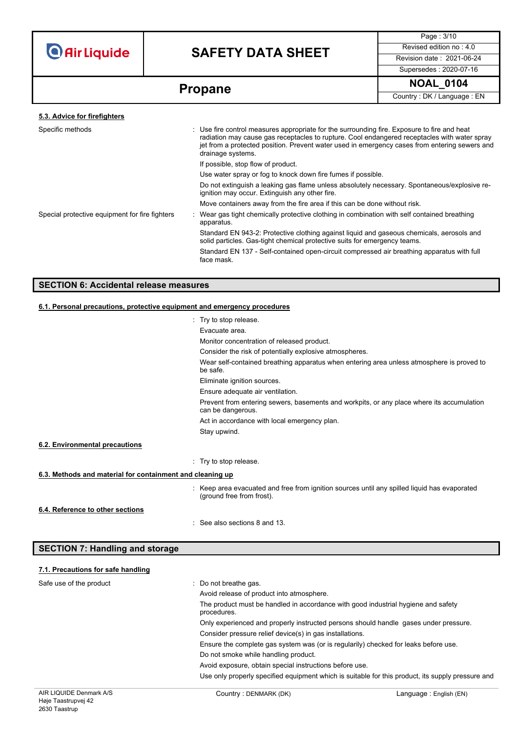#### 5.3. Advice for firefighters

Specific methods : Use fire control measures appropriate for the surrounding fire. Exposure to fire and heat radiation may cause gas receptacles to rupture. Cool endangered receptacles with water spray jet from a protected position. Prevent water used in emergency cases from entering sewers and drainage systems.

If possible, stop flow of product.

Use water spray or fog to knock down fire fumes if possible.

Do not extinguish a leaking gas flame unless absolutely necessary. Spontaneous/explosive re-ignition may occur. Extinguish any other fire.

Move containers away from the fire area if this can be done without risk.

Special protective equipment for fire fighters : Wear gas tight chemically protective clothing in combination with self contained breathing apparatus.

Standard EN 943-2: Protective clothing against liquid and gaseous chemicals, aerosols and solid particles. Gas-tight chemical protective suits for emergency teams.

Standard EN 137 - Self-contained open-circuit compressed air breathing apparatus with full face mask.

## SECTION 6: Accidental release measures

#### 6.1. Personal precautions, protective equipment and emergency procedures

: Try to stop release.

Evacuate area.

Monitor concentration of released product.

Consider the risk of potentially explosive atmospheres.

Wear self-contained breathing apparatus when entering area unless atmosphere is proved to be safe.

Eliminate ignition sources.

Ensure adequate air ventilation.

Prevent from entering sewers, basements and workpits, or any place where its accumulation can be dangerous.

Act in accordance with local emergency plan.

Stay upwind.

#### 6.2. Environmental precautions

: Try to stop release.

#### 6.3. Methods and material for containment and cleaning up

: Keep area evacuated and free from ignition sources until any spilled liquid has evaporated (ground free from frost).

#### 6.4. Reference to other sections

: See also sections 8 and 13.

## SECTION 7: Handling and storage

#### 7.1. Precautions for safe handling

Safe use of the product : Do not breathe gas.

Avoid release of product into atmosphere.

The product must be handled in accordance with good industrial hygiene and safety procedures.

Only experienced and properly instructed persons should handle gases under pressure.

Consider pressure relief device(s) in gas installations.

Ensure the complete gas system was (or is regularily) checked for leaks before use.

Do not smoke while handling product.

Avoid exposure, obtain special instructions before use.

Use only properly specified equipment which is suitable for this product, its supply pressure and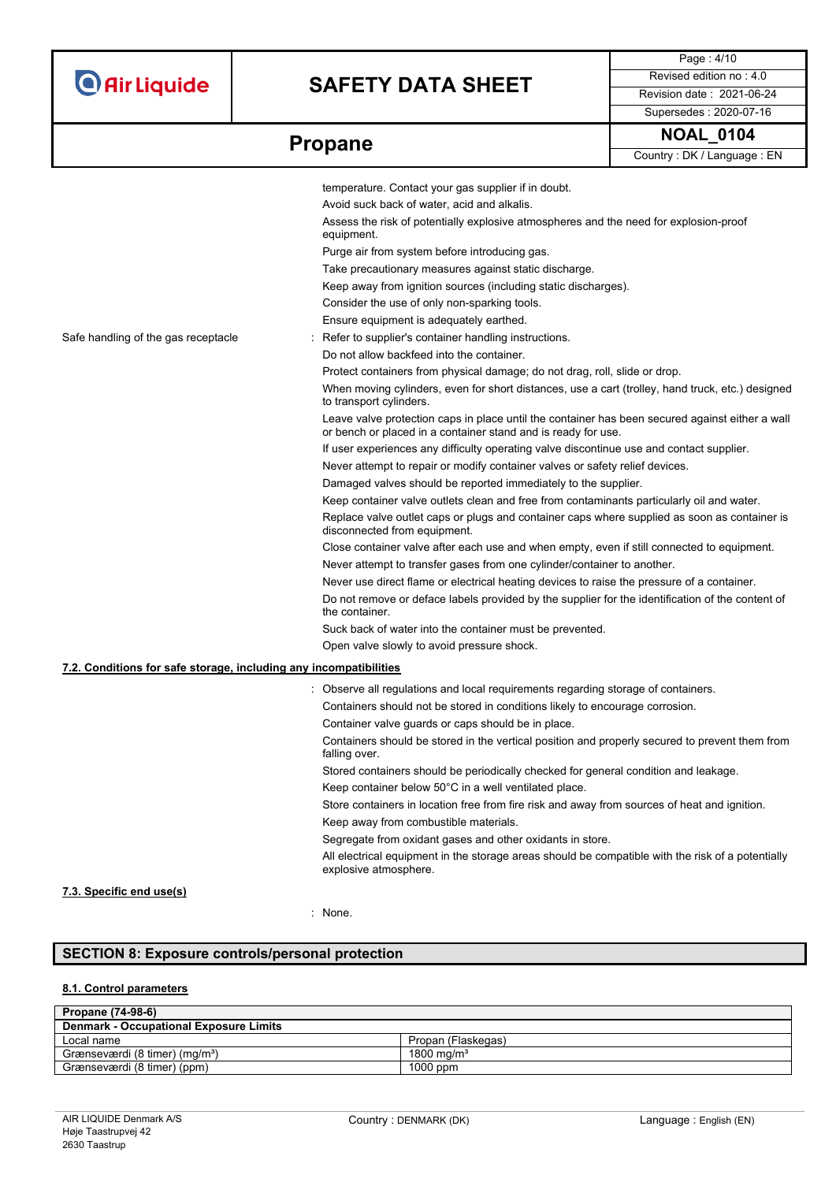temperature. Contact your gas supplier if in doubt.

Avoid suck back of water, acid and alkalis.

Assess the risk of potentially explosive atmospheres and the need for explosion-proof equipment.

Purge air from system before introducing gas.

Take precautionary measures against static discharge.

Keep away from ignition sources (including static discharges).

Consider the use of only non-sparking tools.

Ensure equipment is adequately earthed.

Safe handling of the gas receptacle : Refer to supplier's container handling instructions.

Do not allow backfeed into the container.

Protect containers from physical damage; do not drag, roll, slide or drop.

When moving cylinders, even for short distances, use a cart (trolley, hand truck, etc.) designed to transport cylinders.

Leave valve protection caps in place until the container has been secured against either a wall or bench or placed in a container stand and is ready for use.

If user experiences any difficulty operating valve discontinue use and contact supplier.

Never attempt to repair or modify container valves or safety relief devices.

Damaged valves should be reported immediately to the supplier.

Keep container valve outlets clean and free from contaminants particularly oil and water.

Replace valve outlet caps or plugs and container caps where supplied as soon as container is disconnected from equipment.

Close container valve after each use and when empty, even if still connected to equipment.

Never attempt to transfer gases from one cylinder/container to another.

Never use direct flame or electrical heating devices to raise the pressure of a container.

Do not remove or deface labels provided by the supplier for the identification of the content of the container.

Suck back of water into the container must be prevented.

Open valve slowly to avoid pressure shock.

### 7.2. Conditions for safe storage, including any incompatibilities

: Observe all regulations and local requirements regarding storage of containers.

Containers should not be stored in conditions likely to encourage corrosion.

Container valve guards or caps should be in place.

Containers should be stored in the vertical position and properly secured to prevent them from falling over.

Stored containers should be periodically checked for general condition and leakage.

Keep container below 50°C in a well ventilated place.

Store containers in location free from fire risk and away from sources of heat and ignition.

Keep away from combustible materials.

Segregate from oxidant gases and other oxidants in store.

All electrical equipment in the storage areas should be compatible with the risk of a potentially explosive atmosphere.

### 7.3. Specific end use(s)

: None.

## SECTION 8: Exposure controls/personal protection

### 8.1. Control parameters

| Propane (74-98-6) | |
|---|---|
| **Denmark - Occupational Exposure Limits** | |
| Local name | Propan (Flaskegas) |
| Grænseværdi (8 timer) (mg/m³) | 1800 mg/m³ |
| Grænseværdi (8 timer) (ppm) | 1000 ppm |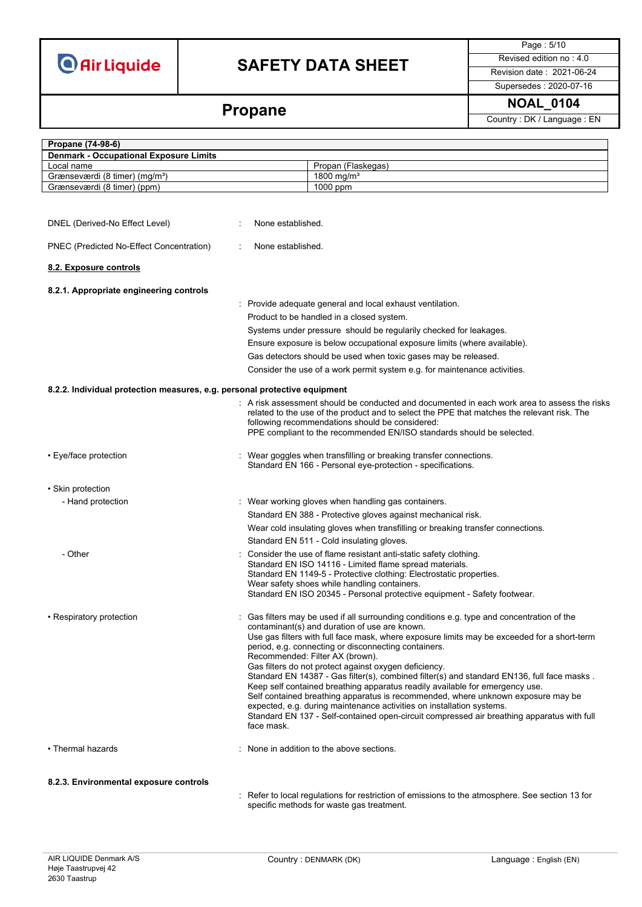| Propane (74-98-6) | |
|---|---|
| **Denmark - Occupational Exposure Limits** | |
| Local name | Propan (Flaskegas) |
| Grænseværdi (8 timer) (mg/m³) | 1800 mg/m³ |
| Grænseværdi (8 timer) (ppm) | 1000 ppm |

DNEL (Derived-No Effect Level) : None established.

PNEC (Predicted No-Effect Concentration) : None established.

## 8.2. Exposure controls

### 8.2.1. Appropriate engineering controls

: Provide adequate general and local exhaust ventilation.
Product to be handled in a closed system.
Systems under pressure should be regularly checked for leakages.
Ensure exposure is below occupational exposure limits (where available).
Gas detectors should be used when toxic gases may be released.
Consider the use of a work permit system e.g. for maintenance activities.

### 8.2.2. Individual protection measures, e.g. personal protective equipment

: A risk assessment should be conducted and documented in each work area to assess the risks related to the use of the product and to select the PPE that matches the relevant risk. The following recommendations should be considered:
PPE compliant to the recommended EN/ISO standards should be selected.

• Eye/face protection : Wear goggles when transfilling or breaking transfer connections.
Standard EN 166 - Personal eye-protection - specifications.

• Skin protection

- Hand protection : Wear working gloves when handling gas containers.
Standard EN 388 - Protective gloves against mechanical risk.
Wear cold insulating gloves when transfilling or breaking transfer connections.
Standard EN 511 - Cold insulating gloves.

- Other : Consider the use of flame resistant anti-static safety clothing.
Standard EN ISO 14116 - Limited flame spread materials.
Standard EN 1149-5 - Protective clothing: Electrostatic properties.
Wear safety shoes while handling containers.
Standard EN ISO 20345 - Personal protective equipment - Safety footwear.

• Respiratory protection : Gas filters may be used if all surrounding conditions e.g. type and concentration of the contaminant(s) and duration of use are known.
Use gas filters with full face mask, where exposure limits may be exceeded for a short-term period, e.g. connecting or disconnecting containers.
Recommended: Filter AX (brown).
Gas filters do not protect against oxygen deficiency.
Standard EN 14387 - Gas filter(s), combined filter(s) and standard EN136, full face masks .
Keep self contained breathing apparatus readily available for emergency use.
Self contained breathing apparatus is recommended, where unknown exposure may be expected, e.g. during maintenance activities on installation systems.
Standard EN 137 - Self-contained open-circuit compressed air breathing apparatus with full face mask.

• Thermal hazards : None in addition to the above sections.

### 8.2.3. Environmental exposure controls

: Refer to local regulations for restriction of emissions to the atmosphere. See section 13 for specific methods for waste gas treatment.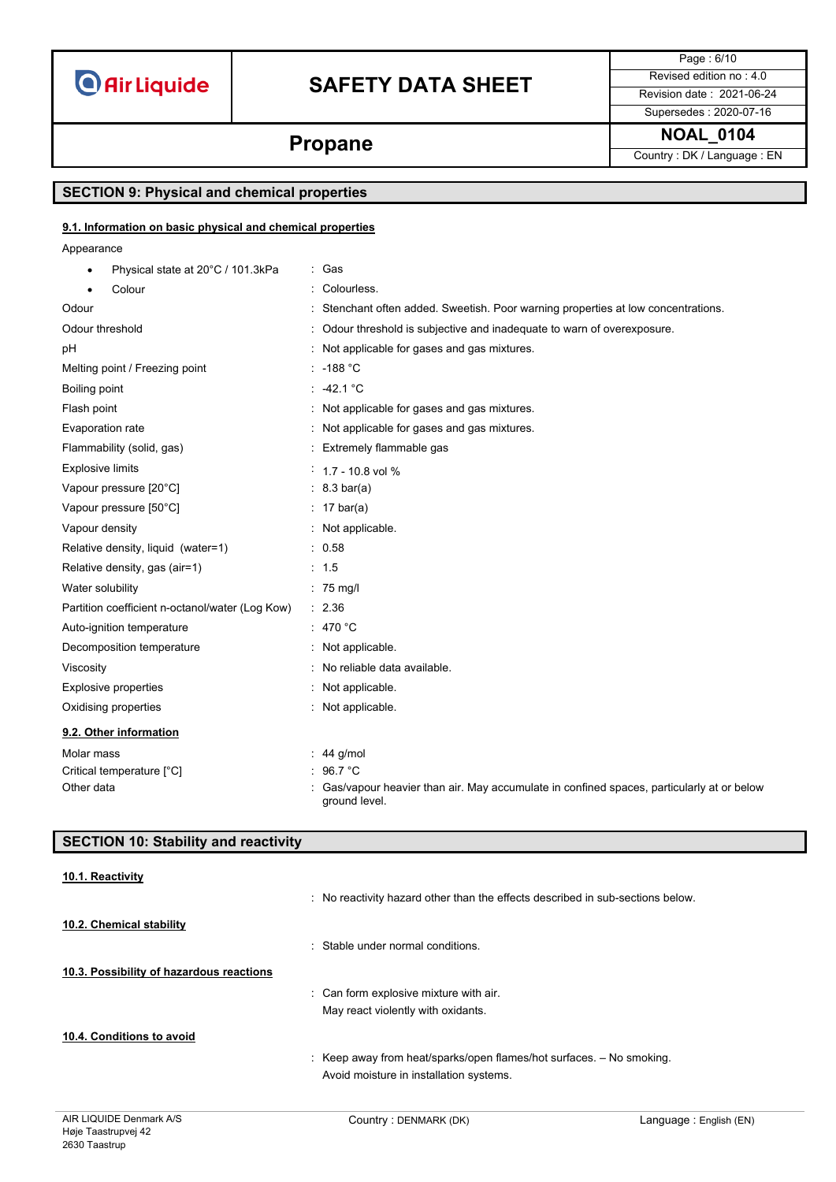## SECTION 9: Physical and chemical properties

### 9.1. Information on basic physical and chemical properties

Appearance

| | | |
|---|---|---|
| • Physical state at 20°C / 101.3kPa | : | Gas |
| • Colour | : | Colourless. |
| Odour | : | Stenchant often added. Sweetish. Poor warning properties at low concentrations. |
| Odour threshold | : | Odour threshold is subjective and inadequate to warn of overexposure. |
| pH | : | Not applicable for gases and gas mixtures. |
| Melting point / Freezing point | : | -188 °C |
| Boiling point | : | -42.1 °C |
| Flash point | : | Not applicable for gases and gas mixtures. |
| Evaporation rate | : | Not applicable for gases and gas mixtures. |
| Flammability (solid, gas) | : | Extremely flammable gas |
| Explosive limits | : | 1.7 - 10.8 vol % |
| Vapour pressure [20°C] | : | 8.3 bar(a) |
| Vapour pressure [50°C] | : | 17 bar(a) |
| Vapour density | : | Not applicable. |
| Relative density, liquid (water=1) | : | 0.58 |
| Relative density, gas (air=1) | : | 1.5 |
| Water solubility | : | 75 mg/l |
| Partition coefficient n-octanol/water (Log Kow) | : | 2.36 |
| Auto-ignition temperature | : | 470 °C |
| Decomposition temperature | : | Not applicable. |
| Viscosity | : | No reliable data available. |
| Explosive properties | : | Not applicable. |
| Oxidising properties | : | Not applicable. |

### 9.2. Other information

| | | |
|---|---|---|
| Molar mass | : | 44 g/mol |
| Critical temperature [°C] | : | 96.7 °C |
| Other data | : | Gas/vapour heavier than air. May accumulate in confined spaces, particularly at or below ground level. |

## SECTION 10: Stability and reactivity

### 10.1. Reactivity

: No reactivity hazard other than the effects described in sub-sections below.

### 10.2. Chemical stability

: Stable under normal conditions.

### 10.3. Possibility of hazardous reactions

: Can form explosive mixture with air.
May react violently with oxidants.

### 10.4. Conditions to avoid

: Keep away from heat/sparks/open flames/hot surfaces. – No smoking.
Avoid moisture in installation systems.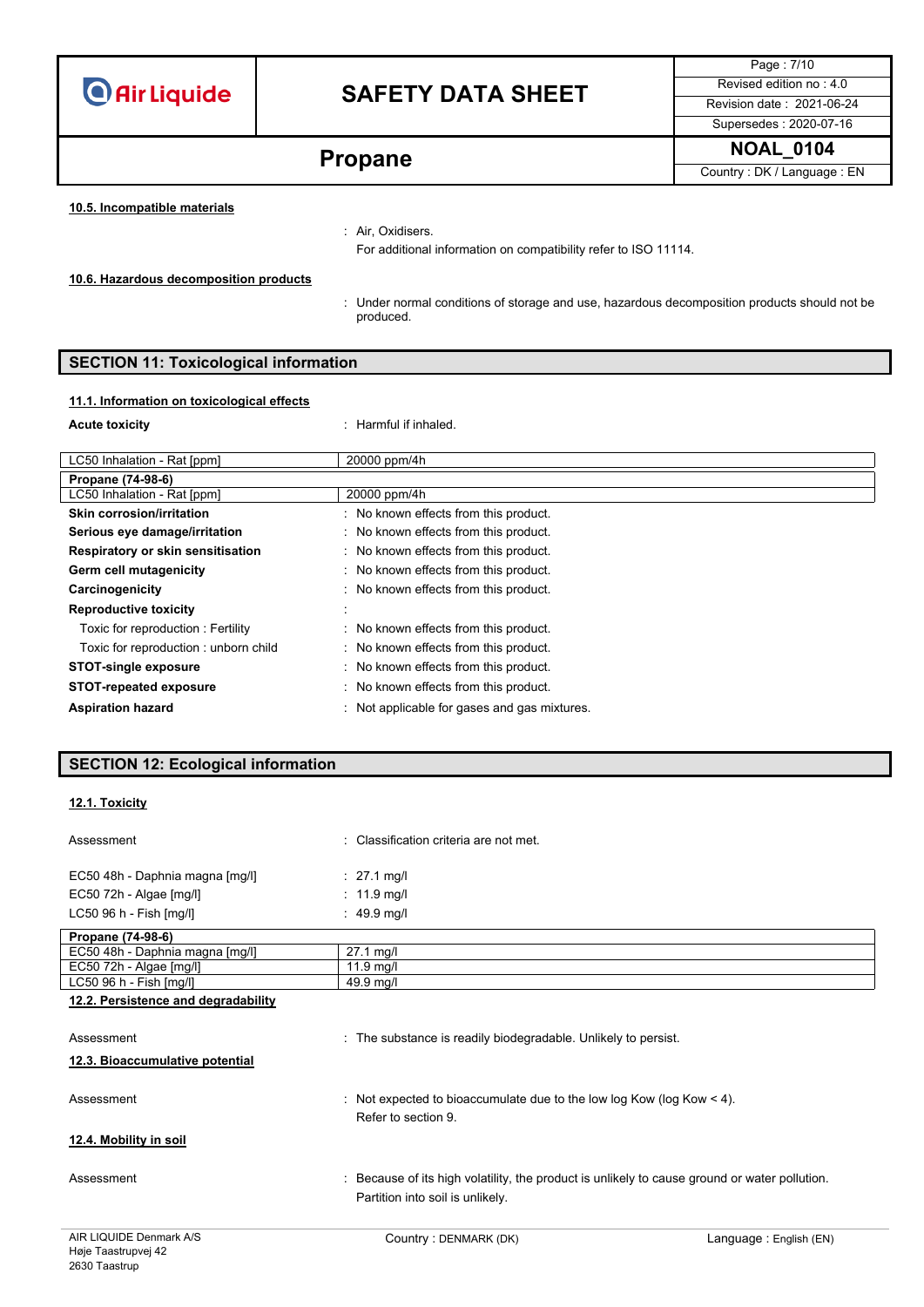#### 10.5. Incompatible materials

: Air, Oxidisers.
For additional information on compatibility refer to ISO 11114.

#### 10.6. Hazardous decomposition products

: Under normal conditions of storage and use, hazardous decomposition products should not be produced.

## SECTION 11: Toxicological information

#### 11.1. Information on toxicological effects

**Acute toxicity** : Harmful if inhaled.

| | |
|---|---|
| LC50 Inhalation - Rat [ppm] | 20000 ppm/4h |
| **Propane (74-98-6)** | |
| LC50 Inhalation - Rat [ppm] | 20000 ppm/4h |

**Skin corrosion/irritation** : No known effects from this product.

**Serious eye damage/irritation** : No known effects from this product.

**Respiratory or skin sensitisation** : No known effects from this product.

**Germ cell mutagenicity** : No known effects from this product.

**Carcinogenicity** : No known effects from this product.

**Reproductive toxicity** :

Toxic for reproduction : Fertility : No known effects from this product.

Toxic for reproduction : unborn child : No known effects from this product.

**STOT-single exposure** : No known effects from this product.

**STOT-repeated exposure** : No known effects from this product.

**Aspiration hazard** : Not applicable for gases and gas mixtures.

## SECTION 12: Ecological information

#### 12.1. Toxicity

Assessment : Classification criteria are not met.

EC50 48h - Daphnia magna [mg/l] : 27.1 mg/l
EC50 72h - Algae [mg/l] : 11.9 mg/l
LC50 96 h - Fish [mg/l] : 49.9 mg/l

| | |
|---|---|
| **Propane (74-98-6)** | |
| EC50 48h - Daphnia magna [mg/l] | 27.1 mg/l |
| EC50 72h - Algae [mg/l] | 11.9 mg/l |
| LC50 96 h - Fish [mg/l] | 49.9 mg/l |

#### 12.2. Persistence and degradability

Assessment : The substance is readily biodegradable. Unlikely to persist.

#### 12.3. Bioaccumulative potential

Assessment : Not expected to bioaccumulate due to the low log Kow (log Kow < 4).
Refer to section 9.

#### 12.4. Mobility in soil

Assessment : Because of its high volatility, the product is unlikely to cause ground or water pollution.
Partition into soil is unlikely.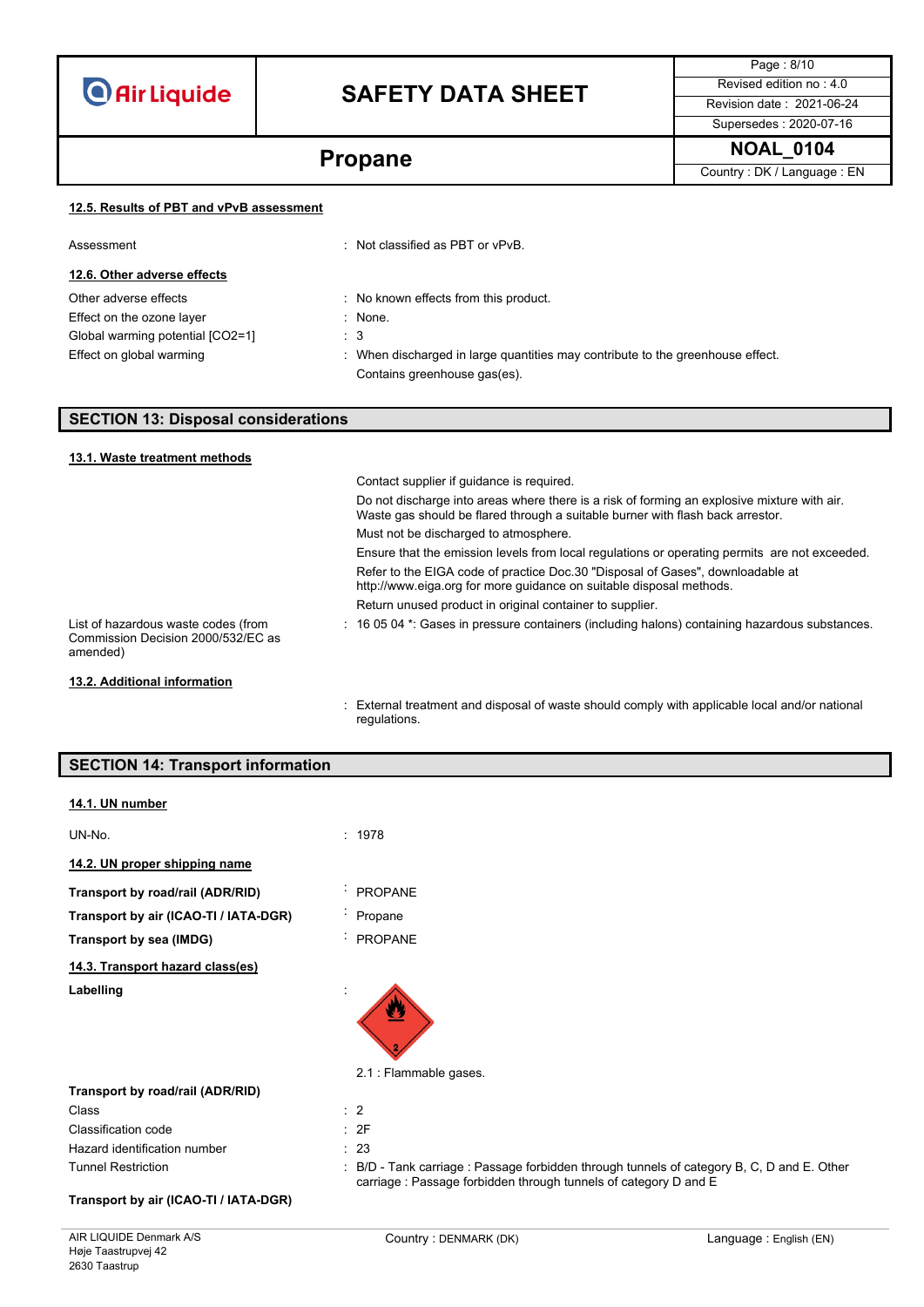#### 12.5. Results of PBT and vPvB assessment

| | |
|---|---|
| Assessment | : Not classified as PBT or vPvB. |

#### 12.6. Other adverse effects

| | |
|---|---|
| Other adverse effects | : No known effects from this product. |
| Effect on the ozone layer | : None. |
| Global warming potential [CO2=1] | : 3 |
| Effect on global warming | : When discharged in large quantities may contribute to the greenhouse effect. Contains greenhouse gas(es). |

## SECTION 13: Disposal considerations

#### 13.1. Waste treatment methods

Contact supplier if guidance is required.

Do not discharge into areas where there is a risk of forming an explosive mixture with air. Waste gas should be flared through a suitable burner with flash back arrestor.

Must not be discharged to atmosphere.

Ensure that the emission levels from local regulations or operating permits are not exceeded.

Refer to the EIGA code of practice Doc.30 "Disposal of Gases", downloadable at http://www.eiga.org for more guidance on suitable disposal methods.

Return unused product in original container to supplier.

| | |
|---|---|
| List of hazardous waste codes (from Commission Decision 2000/532/EC as amended) | : 16 05 04 *: Gases in pressure containers (including halons) containing hazardous substances. |

#### 13.2. Additional information

: External treatment and disposal of waste should comply with applicable local and/or national regulations.

## SECTION 14: Transport information

#### 14.1. UN number

| | |
|---|---|
| UN-No. | : 1978 |

#### 14.2. UN proper shipping name

| | |
|---|---|
| **Transport by road/rail (ADR/RID)** | : PROPANE |
| **Transport by air (ICAO-TI / IATA-DGR)** | : Propane |
| **Transport by sea (IMDG)** | : PROPANE |

#### 14.3. Transport hazard class(es)

**Labelling** :

2.1 : Flammable gases.

**Transport by road/rail (ADR/RID)**

| | |
|---|---|
| Class | : 2 |
| Classification code | : 2F |
| Hazard identification number | : 23 |
| Tunnel Restriction | : B/D - Tank carriage : Passage forbidden through tunnels of category B, C, D and E. Other carriage : Passage forbidden through tunnels of category D and E |

**Transport by air (ICAO-TI / IATA-DGR)**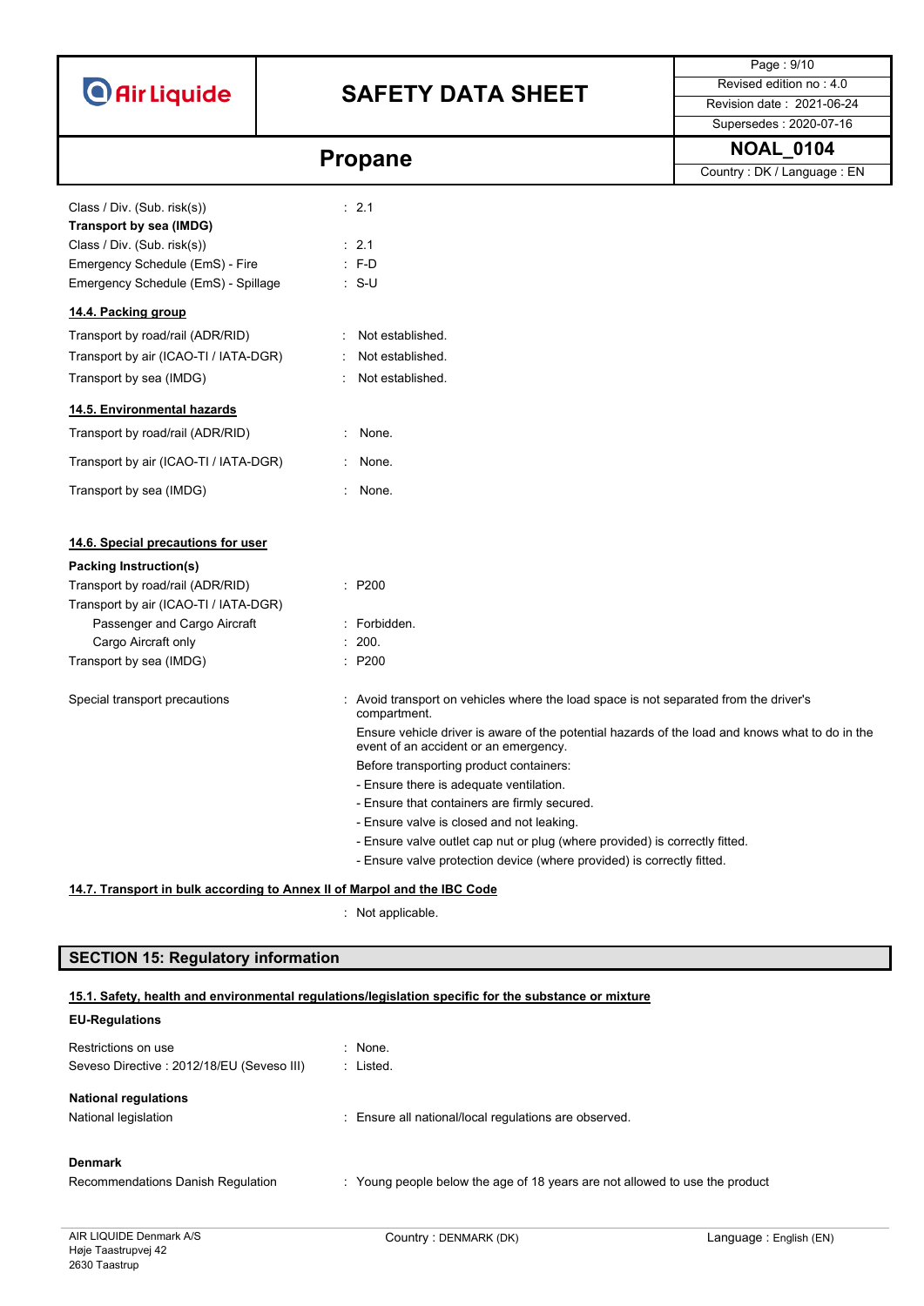| | |
|---|---|
| Class / Div. (Sub. risk(s)) | : 2.1 |
| **Transport by sea (IMDG)** | |
| Class / Div. (Sub. risk(s)) | : 2.1 |
| Emergency Schedule (EmS) - Fire | : F-D |
| Emergency Schedule (EmS) - Spillage | : S-U |

### 14.4. Packing group

| | |
|---|---|
| Transport by road/rail (ADR/RID) | : Not established. |
| Transport by air (ICAO-TI / IATA-DGR) | : Not established. |
| Transport by sea (IMDG) | : Not established. |

### 14.5. Environmental hazards

| | |
|---|---|
| Transport by road/rail (ADR/RID) | : None. |
| Transport by air (ICAO-TI / IATA-DGR) | : None. |
| Transport by sea (IMDG) | : None. |

### 14.6. Special precautions for user

**Packing Instruction(s)**

| | |
|---|---|
| Transport by road/rail (ADR/RID) | : P200 |
| Transport by air (ICAO-TI / IATA-DGR) | |
| Passenger and Cargo Aircraft | : Forbidden. |
| Cargo Aircraft only | : 200. |
| Transport by sea (IMDG) | : P200 |

Special transport precautions : Avoid transport on vehicles where the load space is not separated from the driver's compartment.

Ensure vehicle driver is aware of the potential hazards of the load and knows what to do in the event of an accident or an emergency.

Before transporting product containers:

- Ensure there is adequate ventilation.
- Ensure that containers are firmly secured.
- Ensure valve is closed and not leaking.
- Ensure valve outlet cap nut or plug (where provided) is correctly fitted.
- Ensure valve protection device (where provided) is correctly fitted.

### 14.7. Transport in bulk according to Annex II of Marpol and the IBC Code

: Not applicable.

## SECTION 15: Regulatory information

### 15.1. Safety, health and environmental regulations/legislation specific for the substance or mixture

**EU-Regulations**

| | |
|---|---|
| Restrictions on use | : None. |
| Seveso Directive : 2012/18/EU (Seveso III) | : Listed. |

**National regulations**

National legislation : Ensure all national/local regulations are observed.

**Denmark**

Recommendations Danish Regulation : Young people below the age of 18 years are not allowed to use the product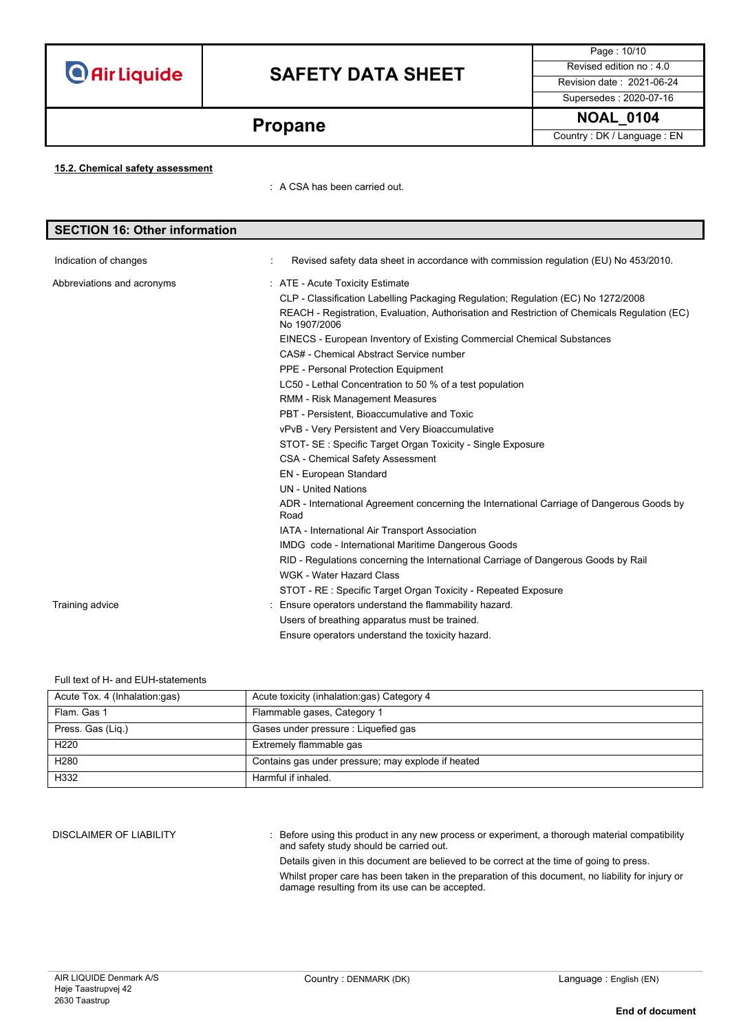#### 15.2. Chemical safety assessment

: A CSA has been carried out.

## SECTION 16: Other information

Indication of changes : Revised safety data sheet in accordance with commission regulation (EU) No 453/2010.

Abbreviations and acronyms :
- ATE - Acute Toxicity Estimate
- CLP - Classification Labelling Packaging Regulation; Regulation (EC) No 1272/2008
- REACH - Registration, Evaluation, Authorisation and Restriction of Chemicals Regulation (EC) No 1907/2006
- EINECS - European Inventory of Existing Commercial Chemical Substances
- CAS# - Chemical Abstract Service number
- PPE - Personal Protection Equipment
- LC50 - Lethal Concentration to 50 % of a test population
- RMM - Risk Management Measures
- PBT - Persistent, Bioaccumulative and Toxic
- vPvB - Very Persistent and Very Bioaccumulative
- STOT- SE : Specific Target Organ Toxicity - Single Exposure
- CSA - Chemical Safety Assessment
- EN - European Standard
- UN - United Nations
- ADR - International Agreement concerning the International Carriage of Dangerous Goods by Road
- IATA - International Air Transport Association
- IMDG code - International Maritime Dangerous Goods
- RID - Regulations concerning the International Carriage of Dangerous Goods by Rail
- WGK - Water Hazard Class
- STOT - RE : Specific Target Organ Toxicity - Repeated Exposure

Training advice :
- Ensure operators understand the flammability hazard.
- Users of breathing apparatus must be trained.
- Ensure operators understand the toxicity hazard.

Full text of H- and EUH-statements

| | |
|---|---|
| Acute Tox. 4 (Inhalation:gas) | Acute toxicity (inhalation:gas) Category 4 |
| Flam. Gas 1 | Flammable gases, Category 1 |
| Press. Gas (Liq.) | Gases under pressure : Liquefied gas |
| H220 | Extremely flammable gas |
| H280 | Contains gas under pressure; may explode if heated |
| H332 | Harmful if inhaled. |

DISCLAIMER OF LIABILITY :
Before using this product in any new process or experiment, a thorough material compatibility and safety study should be carried out.
Details given in this document are believed to be correct at the time of going to press.
Whilst proper care has been taken in the preparation of this document, no liability for injury or damage resulting from its use can be accepted.

End of document